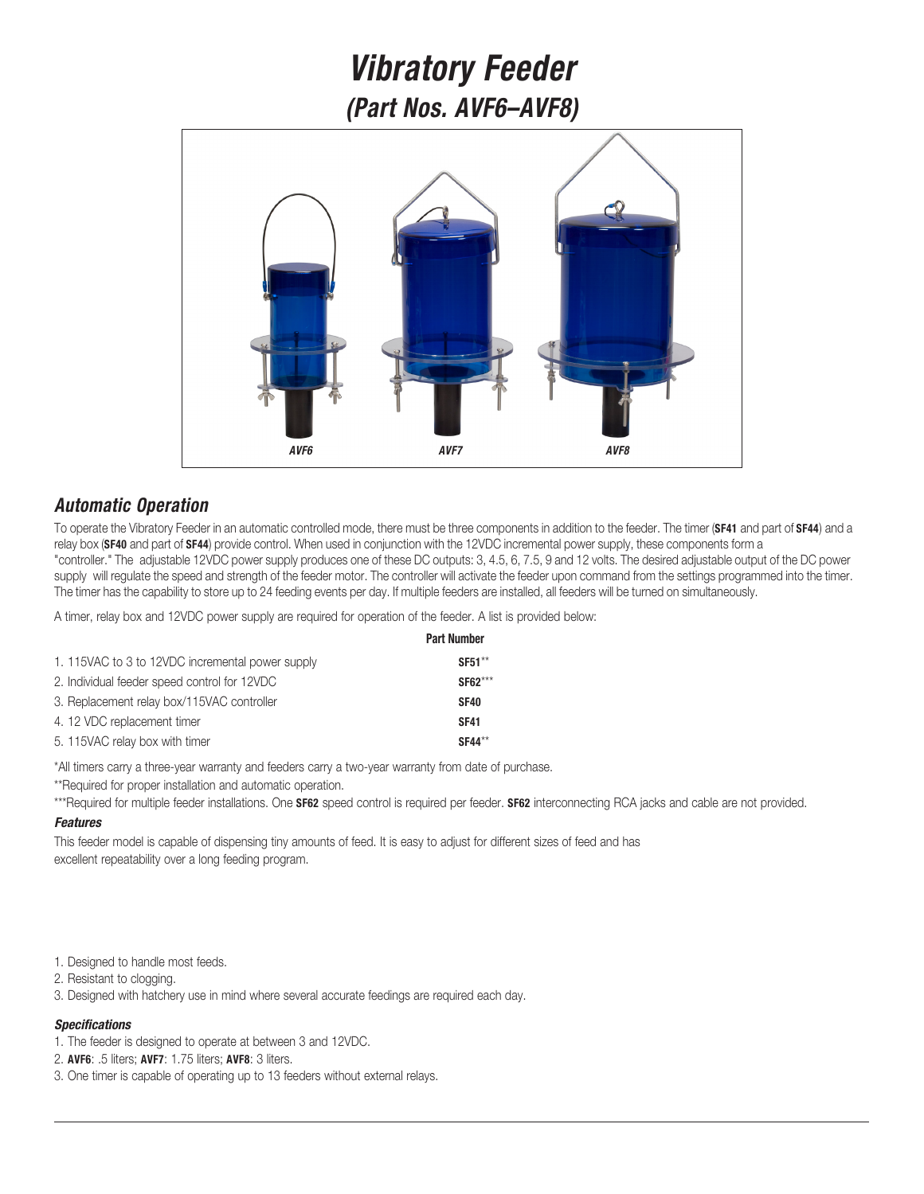# *Vibratory Feeder*

## *(Part Nos. AVF6–AVF8)*

*AVF6* *AVF7* *AVF8*

## *Automatic Operation*

To operate the Vibratory Feeder in an automatic controlled mode, there must be three components in addition to the feeder. The timer (**SF41** and part of **SF44**) and a relay box (**SF40** and part of **SF44**) provide control. When used in conjunction with the 12VDC incremental power supply, these components form a "controller." The adjustable 12VDC power supply produces one of these DC outputs: 3, 4.5, 6, 7.5, 9 and 12 volts. The desired adjustable output of the DC power supply will regulate the speed and strength of the feeder motor. The controller will activate the feeder upon command from the settings programmed into the timer. The timer has the capability to store up to 24 feeding events per day. If multiple feeders are installed, all feeders will be turned on simultaneously.

A timer, relay box and 12VDC power supply are required for operation of the feeder. A list is provided below:

| | Part Number |
|---|---|
| 1. 115VAC to 3 to 12VDC incremental power supply | **SF51**** |
| 2. Individual feeder speed control for 12VDC | **SF62***** |
| 3. Replacement relay box/115VAC controller | **SF40** |
| 4. 12 VDC replacement timer | **SF41** |
| 5. 115VAC relay box with timer | **SF44**** |

*All timers carry a three-year warranty and feeders carry a two-year warranty from date of purchase.

**Required for proper installation and automatic operation.

***Required for multiple feeder installations. One **SF62** speed control is required per feeder. **SF62** interconnecting RCA jacks and cable are not provided.

### *Features*

This feeder model is capable of dispensing tiny amounts of feed. It is easy to adjust for different sizes of feed and has excellent repeatability over a long feeding program.

1. Designed to handle most feeds.
2. Resistant to clogging.
3. Designed with hatchery use in mind where several accurate feedings are required each day.

### *Specifications*

1. The feeder is designed to operate at between 3 and 12VDC.
2. **AVF6**: .5 liters; **AVF7**: 1.75 liters; **AVF8**: 3 liters.
3. One timer is capable of operating up to 13 feeders without external relays.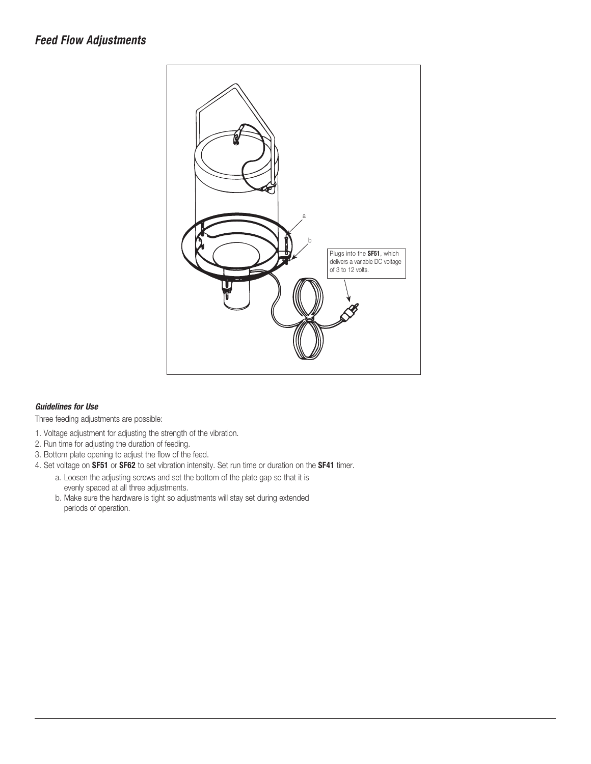## *Feed Flow Adjustments*

a

b

Plugs into the **SF51**, which delivers a variable DC voltage of 3 to 12 volts.

#### *Guidelines for Use*

Three feeding adjustments are possible:

1. Voltage adjustment for adjusting the strength of the vibration.
2. Run time for adjusting the duration of feeding.
3. Bottom plate opening to adjust the flow of the feed.
4. Set voltage on **SF51** or **SF62** to set vibration intensity. Set run time or duration on the **SF41** timer.
   a. Loosen the adjusting screws and set the bottom of the plate gap so that it is evenly spaced at all three adjustments.
   b. Make sure the hardware is tight so adjustments will stay set during extended periods of operation.